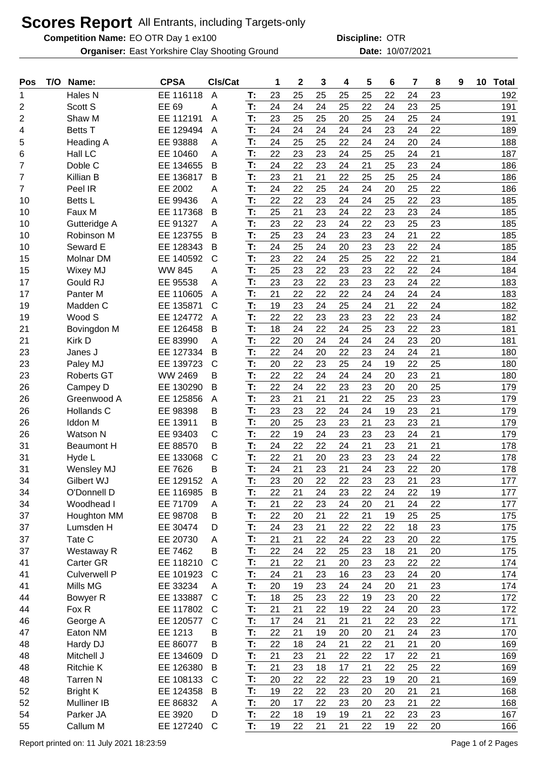# Scores Report All Entrants, including Targets-only

**Competition Name:** EO OTR Day 1 ex100 **Discipline:** OTR

**Organiser:** East Yorkshire Clay Shooting Ground **Date:** 10/07/2021

| Pos | T/O | Name: | CPSA | Cls/Cat | | 1 | 2 | 3 | 4 | 5 | 6 | 7 | 8 | 9 | 10 | Total |
|---|---|---|---|---|---|---|---|---|---|---|---|---|---|---|---|---|
| 1 | | Hales N | EE 116118 | A | T: | 23 | 25 | 25 | 25 | 25 | 22 | 24 | 23 | | | 192 |
| 2 | | Scott S | EE 69 | A | T: | 24 | 24 | 24 | 25 | 22 | 24 | 23 | 25 | | | 191 |
| 2 | | Shaw M | EE 112191 | A | T: | 23 | 25 | 25 | 20 | 25 | 24 | 25 | 24 | | | 191 |
| 4 | | Betts T | EE 129494 | A | T: | 24 | 24 | 24 | 24 | 24 | 23 | 24 | 22 | | | 189 |
| 5 | | Heading A | EE 93888 | A | T: | 24 | 25 | 25 | 22 | 24 | 24 | 20 | 24 | | | 188 |
| 6 | | Hall LC | EE 10460 | A | T: | 22 | 23 | 23 | 24 | 25 | 25 | 24 | 21 | | | 187 |
| 7 | | Doble C | EE 134655 | B | T: | 24 | 22 | 23 | 24 | 21 | 25 | 23 | 24 | | | 186 |
| 7 | | Killian B | EE 136817 | B | T: | 23 | 21 | 21 | 22 | 25 | 25 | 25 | 24 | | | 186 |
| 7 | | Peel IR | EE 2002 | A | T: | 24 | 22 | 25 | 24 | 24 | 20 | 25 | 22 | | | 186 |
| 10 | | Betts L | EE 99436 | A | T: | 22 | 22 | 23 | 24 | 24 | 25 | 22 | 23 | | | 185 |
| 10 | | Faux M | EE 117368 | B | T: | 25 | 21 | 23 | 24 | 22 | 23 | 23 | 24 | | | 185 |
| 10 | | Gutteridge A | EE 91327 | A | T: | 23 | 22 | 23 | 24 | 22 | 23 | 25 | 23 | | | 185 |
| 10 | | Robinson M | EE 123755 | B | T: | 25 | 23 | 24 | 23 | 23 | 24 | 21 | 22 | | | 185 |
| 10 | | Seward E | EE 128343 | B | T: | 24 | 25 | 24 | 20 | 23 | 23 | 22 | 24 | | | 185 |
| 15 | | Molnar DM | EE 140592 | C | T: | 23 | 22 | 24 | 25 | 25 | 22 | 22 | 21 | | | 184 |
| 15 | | Wixey MJ | WW 845 | A | T: | 25 | 23 | 22 | 23 | 23 | 22 | 22 | 24 | | | 184 |
| 17 | | Gould RJ | EE 95538 | A | T: | 23 | 23 | 22 | 23 | 23 | 23 | 24 | 22 | | | 183 |
| 17 | | Panter M | EE 110605 | A | T: | 21 | 22 | 22 | 22 | 24 | 24 | 24 | 24 | | | 183 |
| 19 | | Madden C | EE 135871 | C | T: | 19 | 23 | 24 | 25 | 24 | 21 | 22 | 24 | | | 182 |
| 19 | | Wood S | EE 124772 | A | T: | 22 | 22 | 23 | 23 | 23 | 22 | 23 | 24 | | | 182 |
| 21 | | Bovingdon M | EE 126458 | B | T: | 18 | 24 | 22 | 24 | 25 | 23 | 22 | 23 | | | 181 |
| 21 | | Kirk D | EE 83990 | A | T: | 22 | 20 | 24 | 24 | 24 | 24 | 23 | 20 | | | 181 |
| 23 | | Janes J | EE 127334 | B | T: | 22 | 24 | 20 | 22 | 23 | 24 | 24 | 21 | | | 180 |
| 23 | | Paley MJ | EE 139723 | C | T: | 20 | 22 | 23 | 25 | 24 | 19 | 22 | 25 | | | 180 |
| 23 | | Roberts GT | WW 2469 | B | T: | 22 | 22 | 24 | 24 | 24 | 20 | 23 | 21 | | | 180 |
| 26 | | Campey D | EE 130290 | B | T: | 22 | 24 | 22 | 23 | 23 | 20 | 20 | 25 | | | 179 |
| 26 | | Greenwood A | EE 125856 | A | T: | 23 | 21 | 21 | 21 | 22 | 25 | 23 | 23 | | | 179 |
| 26 | | Hollands C | EE 98398 | B | T: | 23 | 23 | 22 | 24 | 24 | 19 | 23 | 21 | | | 179 |
| 26 | | Iddon M | EE 13911 | B | T: | 20 | 25 | 23 | 23 | 21 | 23 | 23 | 21 | | | 179 |
| 26 | | Watson N | EE 93403 | C | T: | 22 | 19 | 24 | 23 | 23 | 23 | 24 | 21 | | | 179 |
| 31 | | Beaumont H | EE 88570 | B | T: | 24 | 22 | 22 | 24 | 21 | 23 | 21 | 21 | | | 178 |
| 31 | | Hyde L | EE 133068 | C | T: | 22 | 21 | 20 | 23 | 23 | 23 | 24 | 22 | | | 178 |
| 31 | | Wensley MJ | EE 7626 | B | T: | 24 | 21 | 23 | 21 | 24 | 23 | 22 | 20 | | | 178 |
| 34 | | Gilbert WJ | EE 129152 | A | T: | 23 | 20 | 22 | 22 | 23 | 23 | 21 | 23 | | | 177 |
| 34 | | O'Donnell D | EE 116985 | B | T: | 22 | 21 | 24 | 23 | 22 | 24 | 22 | 19 | | | 177 |
| 34 | | Woodhead I | EE 71709 | A | T: | 21 | 22 | 23 | 24 | 20 | 21 | 24 | 22 | | | 177 |
| 37 | | Houghton MM | EE 98708 | B | T: | 22 | 20 | 21 | 22 | 21 | 19 | 25 | 25 | | | 175 |
| 37 | | Lumsden H | EE 30474 | D | T: | 24 | 23 | 21 | 22 | 22 | 22 | 18 | 23 | | | 175 |
| 37 | | Tate C | EE 20730 | A | T: | 21 | 21 | 22 | 24 | 22 | 23 | 20 | 22 | | | 175 |
| 37 | | Westaway R | EE 7462 | B | T: | 22 | 24 | 22 | 25 | 23 | 18 | 21 | 20 | | | 175 |
| 41 | | Carter GR | EE 118210 | C | T: | 21 | 22 | 21 | 20 | 23 | 23 | 22 | 22 | | | 174 |
| 41 | | Culverwell P | EE 101923 | C | T: | 24 | 21 | 23 | 16 | 23 | 23 | 24 | 20 | | | 174 |
| 41 | | Mills MG | EE 33234 | A | T: | 20 | 19 | 23 | 24 | 24 | 20 | 21 | 23 | | | 174 |
| 44 | | Bowyer R | EE 133887 | C | T: | 18 | 25 | 23 | 22 | 19 | 23 | 20 | 22 | | | 172 |
| 44 | | Fox R | EE 117802 | C | T: | 21 | 21 | 22 | 19 | 22 | 24 | 20 | 23 | | | 172 |
| 46 | | George A | EE 120577 | C | T: | 17 | 24 | 21 | 21 | 21 | 22 | 23 | 22 | | | 171 |
| 47 | | Eaton NM | EE 1213 | B | T: | 22 | 21 | 19 | 20 | 20 | 21 | 24 | 23 | | | 170 |
| 48 | | Hardy DJ | EE 86077 | B | T: | 22 | 18 | 24 | 21 | 22 | 21 | 21 | 20 | | | 169 |
| 48 | | Mitchell J | EE 134609 | D | T: | 21 | 23 | 21 | 22 | 22 | 17 | 22 | 21 | | | 169 |
| 48 | | Ritchie K | EE 126380 | B | T: | 21 | 23 | 18 | 17 | 21 | 22 | 25 | 22 | | | 169 |
| 48 | | Tarren N | EE 108133 | C | T: | 20 | 22 | 22 | 22 | 23 | 19 | 20 | 21 | | | 169 |
| 52 | | Bright K | EE 124358 | B | T: | 19 | 22 | 22 | 23 | 20 | 20 | 21 | 21 | | | 168 |
| 52 | | Mulliner IB | EE 86832 | A | T: | 20 | 17 | 22 | 23 | 20 | 23 | 21 | 22 | | | 168 |
| 54 | | Parker JA | EE 3920 | D | T: | 22 | 18 | 19 | 19 | 21 | 22 | 23 | 23 | | | 167 |
| 55 | | Callum M | EE 127240 | C | T: | 19 | 22 | 21 | 21 | 22 | 19 | 22 | 20 | | | 166 |

Report printed on: 11 July 2021 18:23:59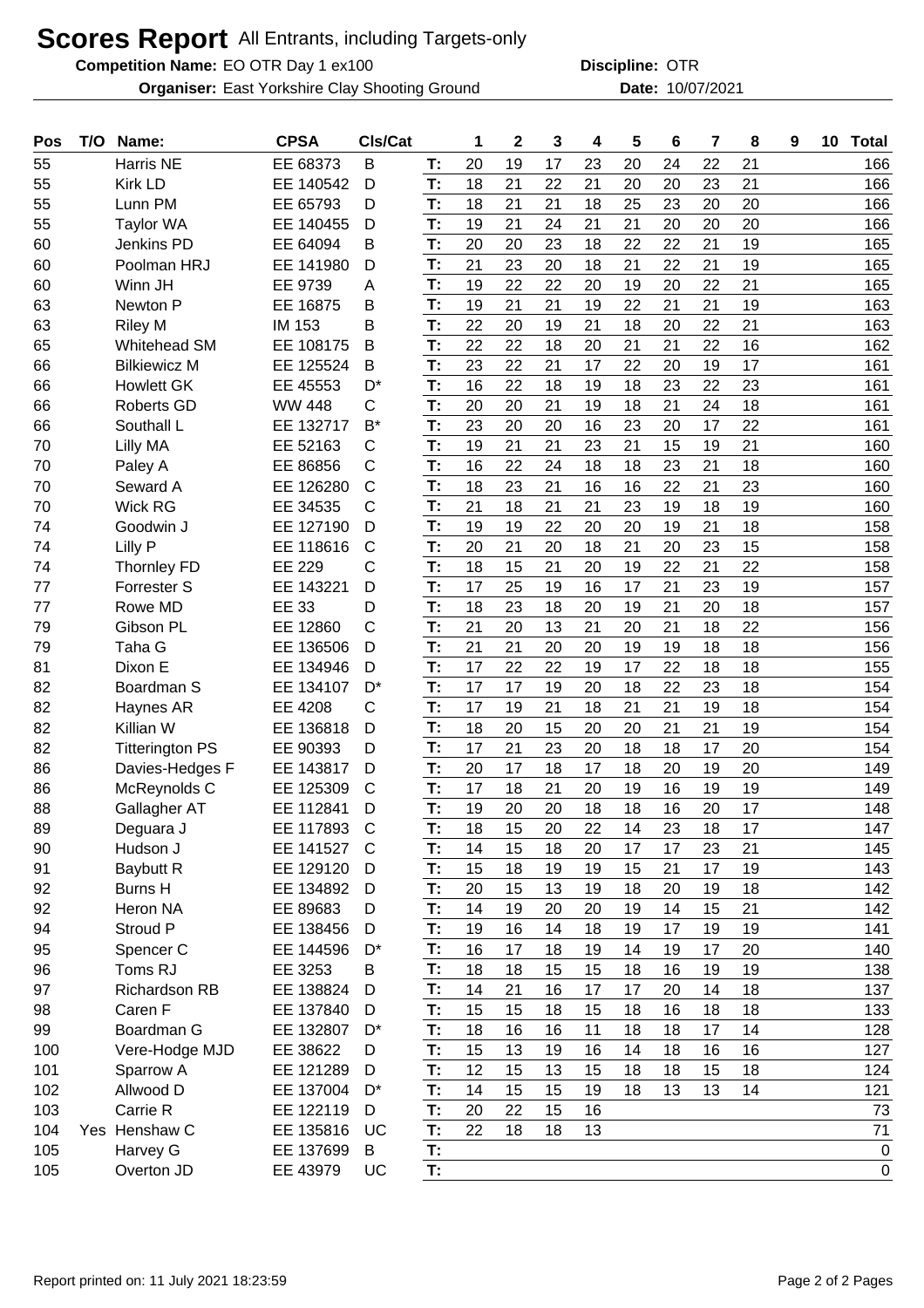# Scores Report All Entrants, including Targets-only

**Competition Name:** EO OTR Day 1 ex100 **Discipline:** OTR

**Organiser:** East Yorkshire Clay Shooting Ground **Date:** 10/07/2021

| Pos | T/O | Name: | CPSA | Cls/Cat | | 1 | 2 | 3 | 4 | 5 | 6 | 7 | 8 | 9 | 10 | Total |
|---|---|---|---|---|---|---|---|---|---|---|---|---|---|---|---|---|
| 55 | | Harris NE | EE 68373 | B | T: | 20 | 19 | 17 | 23 | 20 | 24 | 22 | 21 | | | 166 |
| 55 | | Kirk LD | EE 140542 | D | T: | 18 | 21 | 22 | 21 | 20 | 20 | 23 | 21 | | | 166 |
| 55 | | Lunn PM | EE 65793 | D | T: | 18 | 21 | 21 | 18 | 25 | 23 | 20 | 20 | | | 166 |
| 55 | | Taylor WA | EE 140455 | D | T: | 19 | 21 | 24 | 21 | 21 | 20 | 20 | 20 | | | 166 |
| 60 | | Jenkins PD | EE 64094 | B | T: | 20 | 20 | 23 | 18 | 22 | 22 | 21 | 19 | | | 165 |
| 60 | | Poolman HRJ | EE 141980 | D | T: | 21 | 23 | 20 | 18 | 21 | 22 | 21 | 19 | | | 165 |
| 60 | | Winn JH | EE 9739 | A | T: | 19 | 22 | 22 | 20 | 19 | 20 | 22 | 21 | | | 165 |
| 63 | | Newton P | EE 16875 | B | T: | 19 | 21 | 21 | 19 | 22 | 21 | 21 | 19 | | | 163 |
| 63 | | Riley M | IM 153 | B | T: | 22 | 20 | 19 | 21 | 18 | 20 | 22 | 21 | | | 163 |
| 65 | | Whitehead SM | EE 108175 | B | T: | 22 | 22 | 18 | 20 | 21 | 21 | 22 | 16 | | | 162 |
| 66 | | Bilkiewicz M | EE 125524 | B | T: | 23 | 22 | 21 | 17 | 22 | 20 | 19 | 17 | | | 161 |
| 66 | | Howlett GK | EE 45553 | D* | T: | 16 | 22 | 18 | 19 | 18 | 23 | 22 | 23 | | | 161 |
| 66 | | Roberts GD | WW 448 | C | T: | 20 | 20 | 21 | 19 | 18 | 21 | 24 | 18 | | | 161 |
| 66 | | Southall L | EE 132717 | B* | T: | 23 | 20 | 20 | 16 | 23 | 20 | 17 | 22 | | | 161 |
| 70 | | Lilly MA | EE 52163 | C | T: | 19 | 21 | 21 | 23 | 21 | 15 | 19 | 21 | | | 160 |
| 70 | | Paley A | EE 86856 | C | T: | 16 | 22 | 24 | 18 | 18 | 23 | 21 | 18 | | | 160 |
| 70 | | Seward A | EE 126280 | C | T: | 18 | 23 | 21 | 16 | 16 | 22 | 21 | 23 | | | 160 |
| 70 | | Wick RG | EE 34535 | C | T: | 21 | 18 | 21 | 21 | 23 | 19 | 18 | 19 | | | 160 |
| 74 | | Goodwin J | EE 127190 | D | T: | 19 | 19 | 22 | 20 | 20 | 19 | 21 | 18 | | | 158 |
| 74 | | Lilly P | EE 118616 | C | T: | 20 | 21 | 20 | 18 | 21 | 20 | 23 | 15 | | | 158 |
| 74 | | Thornley FD | EE 229 | C | T: | 18 | 15 | 21 | 20 | 19 | 22 | 21 | 22 | | | 158 |
| 77 | | Forrester S | EE 143221 | D | T: | 17 | 25 | 19 | 16 | 17 | 21 | 23 | 19 | | | 157 |
| 77 | | Rowe MD | EE 33 | D | T: | 18 | 23 | 18 | 20 | 19 | 21 | 20 | 18 | | | 157 |
| 79 | | Gibson PL | EE 12860 | C | T: | 21 | 20 | 13 | 21 | 20 | 21 | 18 | 22 | | | 156 |
| 79 | | Taha G | EE 136506 | D | T: | 21 | 21 | 20 | 20 | 19 | 19 | 18 | 18 | | | 156 |
| 81 | | Dixon E | EE 134946 | D | T: | 17 | 22 | 22 | 19 | 17 | 22 | 18 | 18 | | | 155 |
| 82 | | Boardman S | EE 134107 | D* | T: | 17 | 17 | 19 | 20 | 18 | 22 | 23 | 18 | | | 154 |
| 82 | | Haynes AR | EE 4208 | C | T: | 17 | 19 | 21 | 18 | 21 | 21 | 19 | 18 | | | 154 |
| 82 | | Killian W | EE 136818 | D | T: | 18 | 20 | 15 | 20 | 20 | 21 | 21 | 19 | | | 154 |
| 82 | | Titterington PS | EE 90393 | D | T: | 17 | 21 | 23 | 20 | 18 | 18 | 17 | 20 | | | 154 |
| 86 | | Davies-Hedges F | EE 143817 | D | T: | 20 | 17 | 18 | 17 | 18 | 20 | 19 | 20 | | | 149 |
| 86 | | McReynolds C | EE 125309 | C | T: | 17 | 18 | 21 | 20 | 19 | 16 | 19 | 19 | | | 149 |
| 88 | | Gallagher AT | EE 112841 | D | T: | 19 | 20 | 20 | 18 | 18 | 16 | 20 | 17 | | | 148 |
| 89 | | Deguara J | EE 117893 | C | T: | 18 | 15 | 20 | 22 | 14 | 23 | 18 | 17 | | | 147 |
| 90 | | Hudson J | EE 141527 | C | T: | 14 | 15 | 18 | 20 | 17 | 17 | 23 | 21 | | | 145 |
| 91 | | Baybutt R | EE 129120 | D | T: | 15 | 18 | 19 | 19 | 15 | 21 | 17 | 19 | | | 143 |
| 92 | | Burns H | EE 134892 | D | T: | 20 | 15 | 13 | 19 | 18 | 20 | 19 | 18 | | | 142 |
| 92 | | Heron NA | EE 89683 | D | T: | 14 | 19 | 20 | 20 | 19 | 14 | 15 | 21 | | | 142 |
| 94 | | Stroud P | EE 138456 | D | T: | 19 | 16 | 14 | 18 | 19 | 17 | 19 | 19 | | | 141 |
| 95 | | Spencer C | EE 144596 | D* | T: | 16 | 17 | 18 | 19 | 14 | 19 | 17 | 20 | | | 140 |
| 96 | | Toms RJ | EE 3253 | B | T: | 18 | 18 | 15 | 15 | 18 | 16 | 19 | 19 | | | 138 |
| 97 | | Richardson RB | EE 138824 | D | T: | 14 | 21 | 16 | 17 | 17 | 20 | 14 | 18 | | | 137 |
| 98 | | Caren F | EE 137840 | D | T: | 15 | 15 | 18 | 15 | 18 | 16 | 18 | 18 | | | 133 |
| 99 | | Boardman G | EE 132807 | D* | T: | 18 | 16 | 16 | 11 | 18 | 18 | 17 | 14 | | | 128 |
| 100 | | Vere-Hodge MJD | EE 38622 | D | T: | 15 | 13 | 19 | 16 | 14 | 18 | 16 | 16 | | | 127 |
| 101 | | Sparrow A | EE 121289 | D | T: | 12 | 15 | 13 | 15 | 18 | 18 | 15 | 18 | | | 124 |
| 102 | | Allwood D | EE 137004 | D* | T: | 14 | 15 | 15 | 19 | 18 | 13 | 13 | 14 | | | 121 |
| 103 | | Carrie R | EE 122119 | D | T: | 20 | 22 | 15 | 16 | | | | | | | 73 |
| 104 | Yes | Henshaw C | EE 135816 | UC | T: | 22 | 18 | 18 | 13 | | | | | | | 71 |
| 105 | | Harvey G | EE 137699 | B | T: | | | | | | | | | | | 0 |
| 105 | | Overton JD | EE 43979 | UC | T: | | | | | | | | | | | 0 |

Report printed on: 11 July 2021 18:23:59